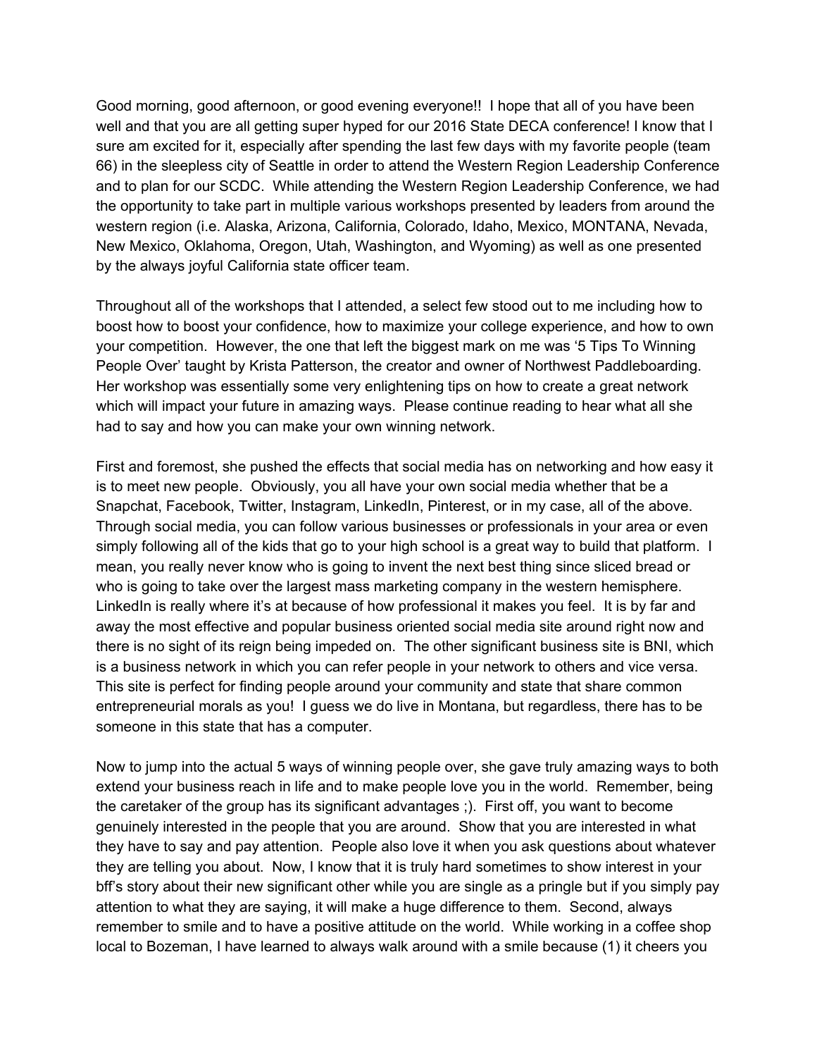Good morning, good afternoon, or good evening everyone!! I hope that all of you have been well and that you are all getting super hyped for our 2016 State DECA conference! I know that I sure am excited for it, especially after spending the last few days with my favorite people (team 66) in the sleepless city of Seattle in order to attend the Western Region Leadership Conference and to plan for our SCDC. While attending the Western Region Leadership Conference, we had the opportunity to take part in multiple various workshops presented by leaders from around the western region (i.e. Alaska, Arizona, California, Colorado, Idaho, Mexico, MONTANA, Nevada, New Mexico, Oklahoma, Oregon, Utah, Washington, and Wyoming) as well as one presented by the always joyful California state officer team.

Throughout all of the workshops that I attended, a select few stood out to me including how to boost how to boost your confidence, how to maximize your college experience, and how to own your competition. However, the one that left the biggest mark on me was '5 Tips To Winning People Over' taught by Krista Patterson, the creator and owner of Northwest Paddleboarding. Her workshop was essentially some very enlightening tips on how to create a great network which will impact your future in amazing ways. Please continue reading to hear what all she had to say and how you can make your own winning network.

First and foremost, she pushed the effects that social media has on networking and how easy it is to meet new people. Obviously, you all have your own social media whether that be a Snapchat, Facebook, Twitter, Instagram, LinkedIn, Pinterest, or in my case, all of the above. Through social media, you can follow various businesses or professionals in your area or even simply following all of the kids that go to your high school is a great way to build that platform. I mean, you really never know who is going to invent the next best thing since sliced bread or who is going to take over the largest mass marketing company in the western hemisphere. LinkedIn is really where it's at because of how professional it makes you feel. It is by far and away the most effective and popular business oriented social media site around right now and there is no sight of its reign being impeded on. The other significant business site is BNI, which is a business network in which you can refer people in your network to others and vice versa. This site is perfect for finding people around your community and state that share common entrepreneurial morals as you! I guess we do live in Montana, but regardless, there has to be someone in this state that has a computer.

Now to jump into the actual 5 ways of winning people over, she gave truly amazing ways to both extend your business reach in life and to make people love you in the world. Remember, being the caretaker of the group has its significant advantages ;). First off, you want to become genuinely interested in the people that you are around. Show that you are interested in what they have to say and pay attention. People also love it when you ask questions about whatever they are telling you about. Now, I know that it is truly hard sometimes to show interest in your bff's story about their new significant other while you are single as a pringle but if you simply pay attention to what they are saying, it will make a huge difference to them. Second, always remember to smile and to have a positive attitude on the world. While working in a coffee shop local to Bozeman, I have learned to always walk around with a smile because (1) it cheers you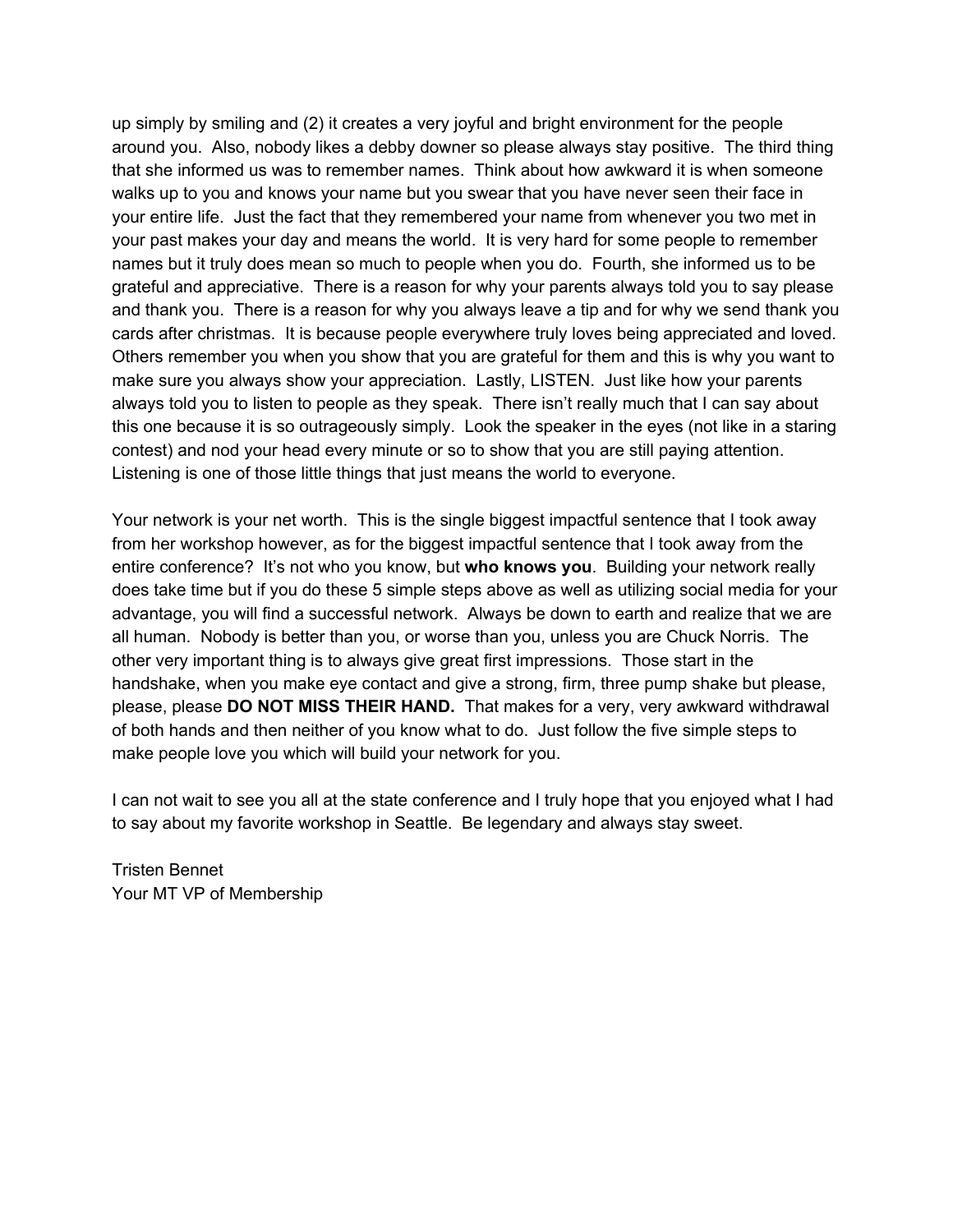up simply by smiling and (2) it creates a very joyful and bright environment for the people around you. Also, nobody likes a debby downer so please always stay positive. The third thing that she informed us was to remember names. Think about how awkward it is when someone walks up to you and knows your name but you swear that you have never seen their face in your entire life. Just the fact that they remembered your name from whenever you two met in your past makes your day and means the world. It is very hard for some people to remember names but it truly does mean so much to people when you do. Fourth, she informed us to be grateful and appreciative. There is a reason for why your parents always told you to say please and thank you. There is a reason for why you always leave a tip and for why we send thank you cards after christmas. It is because people everywhere truly loves being appreciated and loved. Others remember you when you show that you are grateful for them and this is why you want to make sure you always show your appreciation. Lastly, LISTEN. Just like how your parents always told you to listen to people as they speak. There isn't really much that I can say about this one because it is so outrageously simply. Look the speaker in the eyes (not like in a staring contest) and nod your head every minute or so to show that you are still paying attention. Listening is one of those little things that just means the world to everyone.

Your network is your net worth. This is the single biggest impactful sentence that I took away from her workshop however, as for the biggest impactful sentence that I took away from the entire conference? It's not who you know, but **who knows you**. Building your network really does take time but if you do these 5 simple steps above as well as utilizing social media for your advantage, you will find a successful network. Always be down to earth and realize that we are all human. Nobody is better than you, or worse than you, unless you are Chuck Norris. The other very important thing is to always give great first impressions. Those start in the handshake, when you make eye contact and give a strong, firm, three pump shake but please, please, please **DO NOT MISS THEIR HAND.** That makes for a very, very awkward withdrawal of both hands and then neither of you know what to do. Just follow the five simple steps to make people love you which will build your network for you.

I can not wait to see you all at the state conference and I truly hope that you enjoyed what I had to say about my favorite workshop in Seattle. Be legendary and always stay sweet.

Tristen Bennet
Your MT VP of Membership